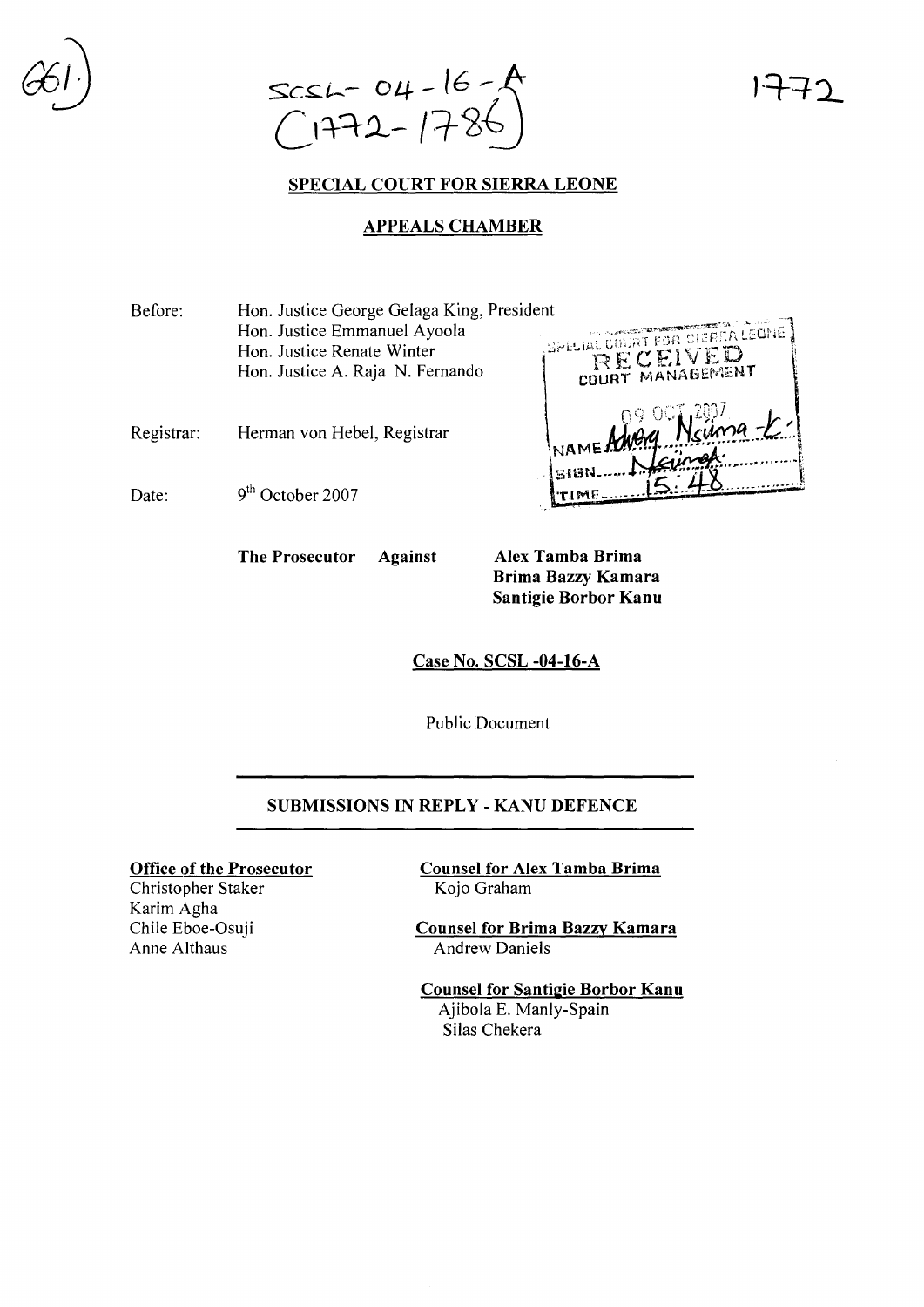SCSL- 04-16-A
(1772-1786)

1772

## SPECIAL COURT FOR SIERRA LEONE

## APPEALS CHAMBER

Before: Hon. Justice George Gelaga King, President
Hon. Justice Emmanuel Ayoola
Hon. Justice Renate Winter
Hon. Justice A. Raja N. Fernando

Registrar: Herman von Hebel, Registrar

Date: 9th October 2007

SPECIAL COURT FOR SIERRA LEONE
RECEIVED
COURT MANAGEMENT
09 OCT 2007
NAME Adwoa Nsuma
SIGN
TIME 15:48

**The Prosecutor Against Alex Tamba Brima**
**Brima Bazzy Kamara**
**Santigie Borbor Kanu**

**Case No. SCSL -04-16-A**

Public Document

## SUBMISSIONS IN REPLY - KANU DEFENCE

**Office of the Prosecutor**
Christopher Staker
Karim Agha
Chile Eboe-Osuji
Anne Althaus

**Counsel for Alex Tamba Brima**
Kojo Graham

**Counsel for Brima Bazzy Kamara**
Andrew Daniels

**Counsel for Santigie Borbor Kanu**
Ajibola E. Manly-Spain
Silas Chekera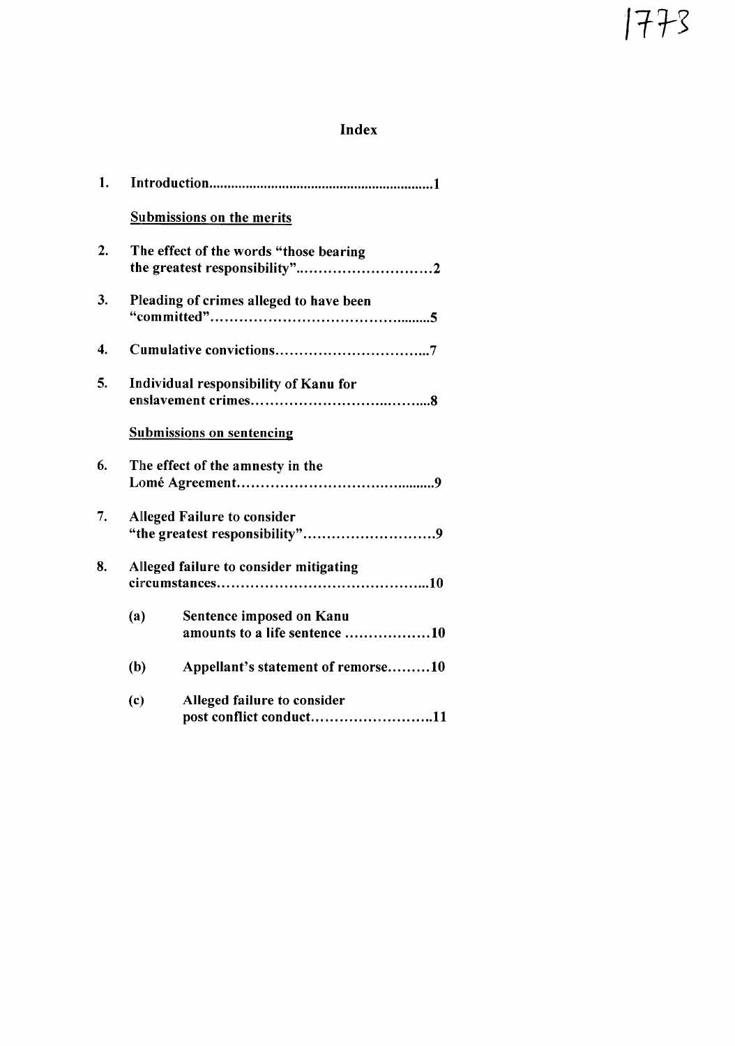# Index

1. **Introduction...............................................................1**

   **Submissions on the merits**

2. **The effect of the words "those bearing the greatest responsibility"..............................2**

3. **Pleading of crimes alleged to have been "committed"..................................................5**

4. **Cumulative convictions...................................7**

5. **Individual responsibility of Kanu for enslavement crimes.........................................8**

   **Submissions on sentencing**

6. **The effect of the amnesty in the Lomé Agreement..............................................9**

7. **Alleged Failure to consider "the greatest responsibility"..............................9**

8. **Alleged failure to consider mitigating circumstances..............................................10**

   (a) **Sentence imposed on Kanu amounts to a life sentence ..................10**

   (b) **Appellant's statement of remorse.........10**

   (c) **Alleged failure to consider post conflict conduct..........................11**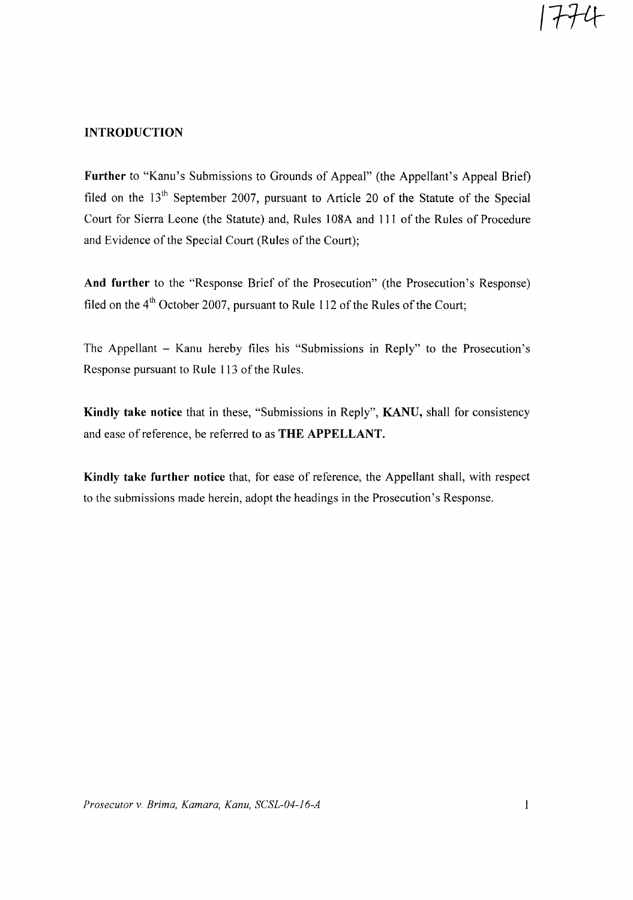## INTRODUCTION

**Further** to "Kanu's Submissions to Grounds of Appeal" (the Appellant's Appeal Brief) filed on the 13[th] September 2007, pursuant to Article 20 of the Statute of the Special Court for Sierra Leone (the Statute) and, Rules 108A and 111 of the Rules of Procedure and Evidence of the Special Court (Rules of the Court);

**And further** to the "Response Brief of the Prosecution" (the Prosecution's Response) filed on the 4[th] October 2007, pursuant to Rule 112 of the Rules of the Court;

The Appellant – Kanu hereby files his "Submissions in Reply" to the Prosecution's Response pursuant to Rule 113 of the Rules.

**Kindly take notice** that in these, "Submissions in Reply", **KANU,** shall for consistency and ease of reference, be referred to as **THE APPELLANT.**

**Kindly take further notice** that, for ease of reference, the Appellant shall, with respect to the submissions made herein, adopt the headings in the Prosecution's Response.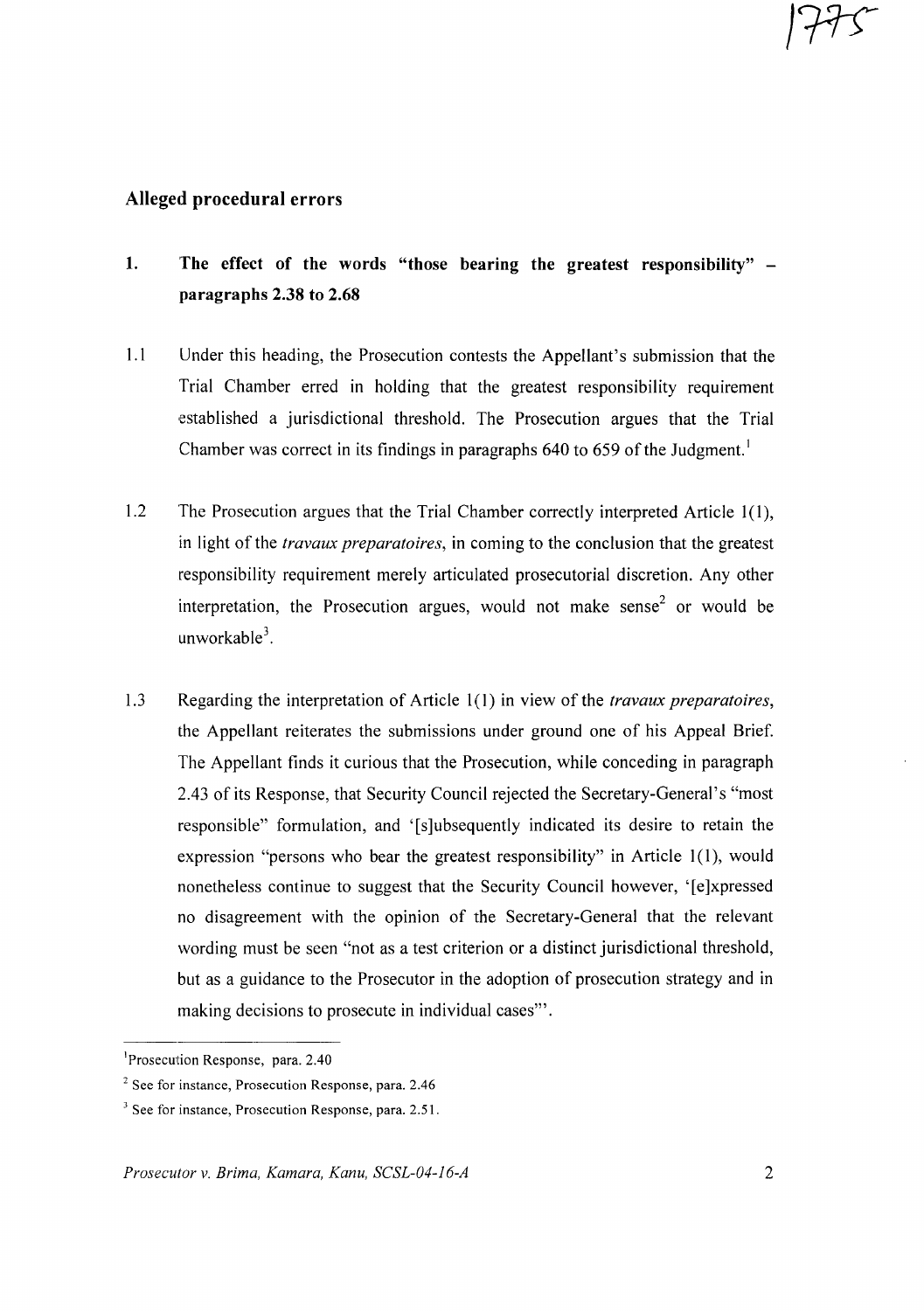## Alleged procedural errors

### 1. The effect of the words "those bearing the greatest responsibility" – paragraphs 2.38 to 2.68

1.1 Under this heading, the Prosecution contests the Appellant's submission that the Trial Chamber erred in holding that the greatest responsibility requirement established a jurisdictional threshold. The Prosecution argues that the Trial Chamber was correct in its findings in paragraphs 640 to 659 of the Judgment.[1]

1.2 The Prosecution argues that the Trial Chamber correctly interpreted Article 1(1), in light of the *travaux preparatoires*, in coming to the conclusion that the greatest responsibility requirement merely articulated prosecutorial discretion. Any other interpretation, the Prosecution argues, would not make sense[2] or would be unworkable[3].

1.3 Regarding the interpretation of Article 1(1) in view of the *travaux preparatoires*, the Appellant reiterates the submissions under ground one of his Appeal Brief. The Appellant finds it curious that the Prosecution, while conceding in paragraph 2.43 of its Response, that Security Council rejected the Secretary-General's "most responsible" formulation, and '[s]ubsequently indicated its desire to retain the expression "persons who bear the greatest responsibility" in Article 1(1), would nonetheless continue to suggest that the Security Council however, '[e]xpressed no disagreement with the opinion of the Secretary-General that the relevant wording must be seen "not as a test criterion or a distinct jurisdictional threshold, but as a guidance to the Prosecutor in the adoption of prosecution strategy and in making decisions to prosecute in individual cases"'.

---

[1] Prosecution Response, para. 2.40

[2] See for instance, Prosecution Response, para. 2.46

[3] See for instance, Prosecution Response, para. 2.51.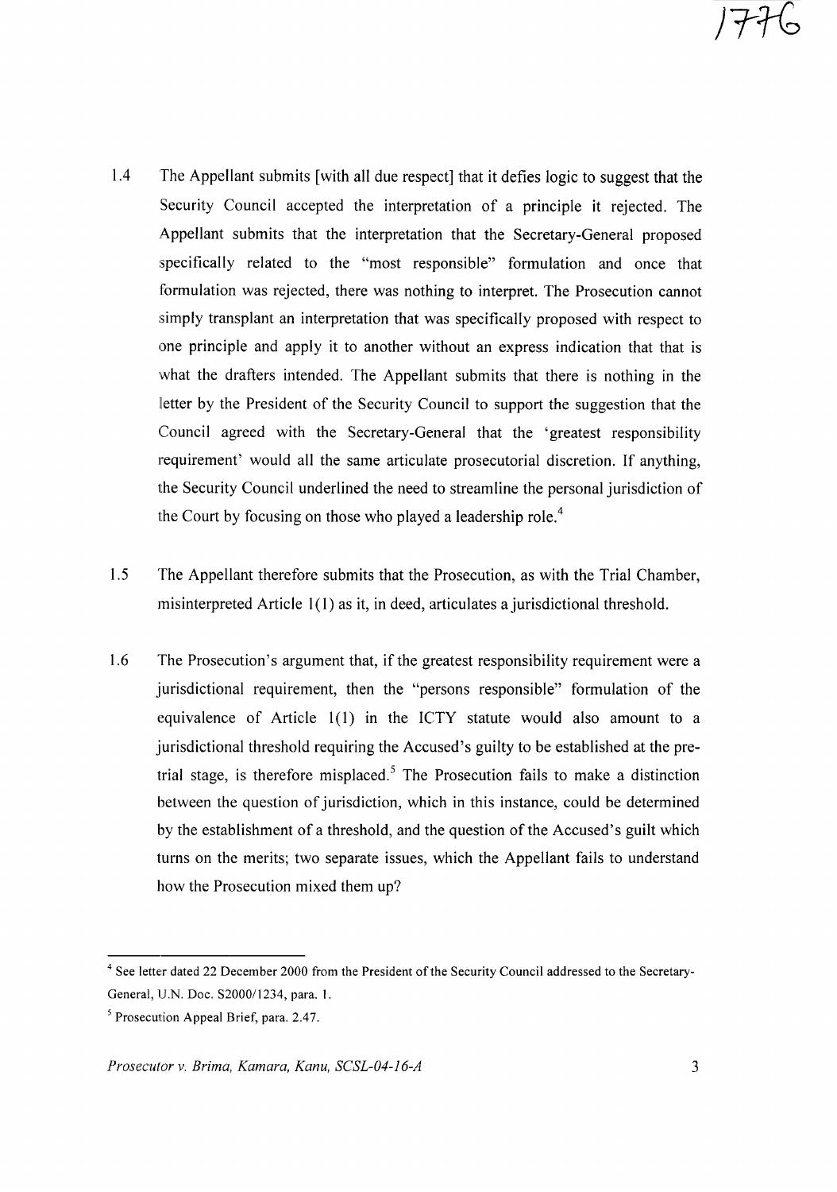1.4 The Appellant submits [with all due respect] that it defies logic to suggest that the Security Council accepted the interpretation of a principle it rejected. The Appellant submits that the interpretation that the Secretary-General proposed specifically related to the "most responsible" formulation and once that formulation was rejected, there was nothing to interpret. The Prosecution cannot simply transplant an interpretation that was specifically proposed with respect to one principle and apply it to another without an express indication that that is what the drafters intended. The Appellant submits that there is nothing in the letter by the President of the Security Council to support the suggestion that the Council agreed with the Secretary-General that the 'greatest responsibility requirement' would all the same articulate prosecutorial discretion. If anything, the Security Council underlined the need to streamline the personal jurisdiction of the Court by focusing on those who played a leadership role.[4]

1.5 The Appellant therefore submits that the Prosecution, as with the Trial Chamber, misinterpreted Article 1(1) as it, in deed, articulates a jurisdictional threshold.

1.6 The Prosecution's argument that, if the greatest responsibility requirement were a jurisdictional requirement, then the "persons responsible" formulation of the equivalence of Article 1(1) in the ICTY statute would also amount to a jurisdictional threshold requiring the Accused's guilty to be established at the pre-trial stage, is therefore misplaced.[5] The Prosecution fails to make a distinction between the question of jurisdiction, which in this instance, could be determined by the establishment of a threshold, and the question of the Accused's guilt which turns on the merits; two separate issues, which the Appellant fails to understand how the Prosecution mixed them up?

---

[4] See letter dated 22 December 2000 from the President of the Security Council addressed to the Secretary-General, U.N. Doc. S2000/1234, para. 1.

[5] Prosecution Appeal Brief, para. 2.47.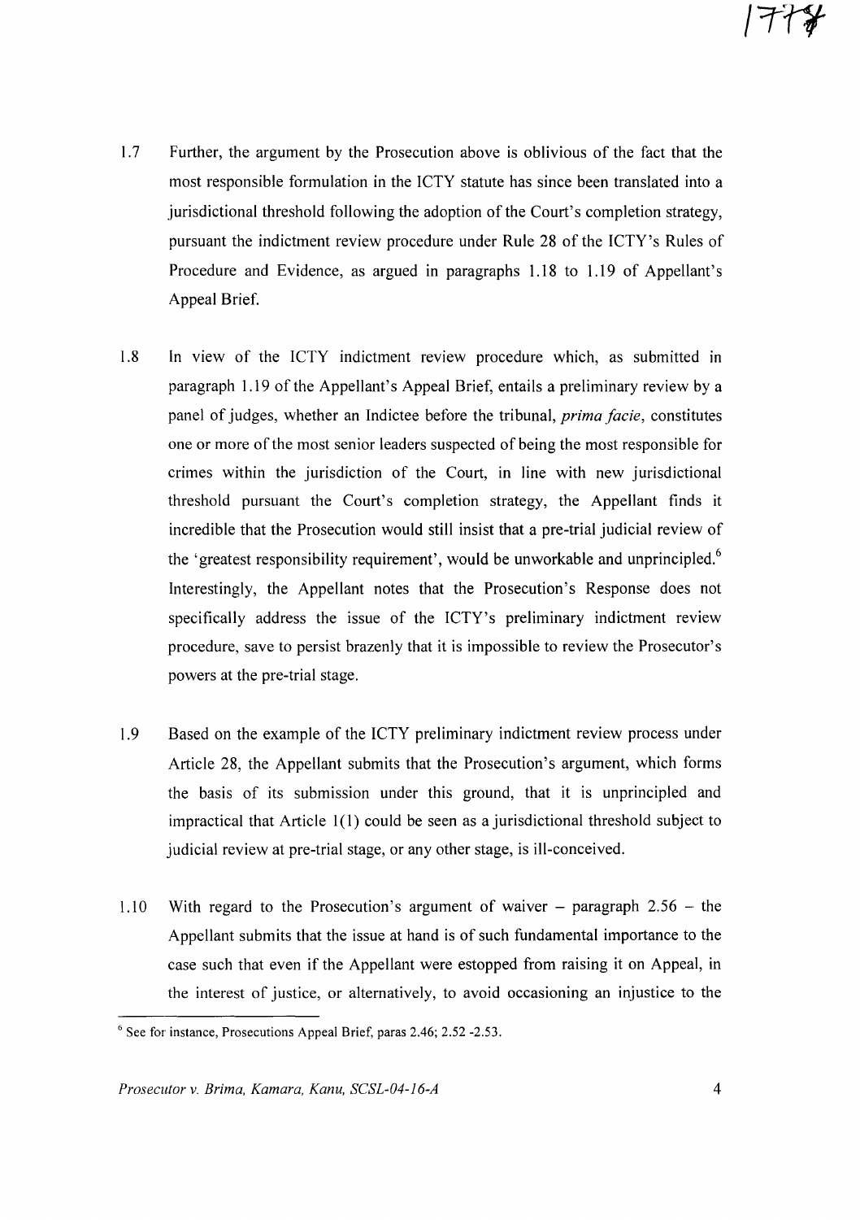1.7 Further, the argument by the Prosecution above is oblivious of the fact that the most responsible formulation in the ICTY statute has since been translated into a jurisdictional threshold following the adoption of the Court's completion strategy, pursuant the indictment review procedure under Rule 28 of the ICTY's Rules of Procedure and Evidence, as argued in paragraphs 1.18 to 1.19 of Appellant's Appeal Brief.

1.8 In view of the ICTY indictment review procedure which, as submitted in paragraph 1.19 of the Appellant's Appeal Brief, entails a preliminary review by a panel of judges, whether an Indictee before the tribunal, *prima facie*, constitutes one or more of the most senior leaders suspected of being the most responsible for crimes within the jurisdiction of the Court, in line with new jurisdictional threshold pursuant the Court's completion strategy, the Appellant finds it incredible that the Prosecution would still insist that a pre-trial judicial review of the 'greatest responsibility requirement', would be unworkable and unprincipled.[6] Interestingly, the Appellant notes that the Prosecution's Response does not specifically address the issue of the ICTY's preliminary indictment review procedure, save to persist brazenly that it is impossible to review the Prosecutor's powers at the pre-trial stage.

1.9 Based on the example of the ICTY preliminary indictment review process under Article 28, the Appellant submits that the Prosecution's argument, which forms the basis of its submission under this ground, that it is unprincipled and impractical that Article 1(1) could be seen as a jurisdictional threshold subject to judicial review at pre-trial stage, or any other stage, is ill-conceived.

1.10 With regard to the Prosecution's argument of waiver – paragraph 2.56 – the Appellant submits that the issue at hand is of such fundamental importance to the case such that even if the Appellant were estopped from raising it on Appeal, in the interest of justice, or alternatively, to avoid occasioning an injustice to the

---

[6] See for instance, Prosecutions Appeal Brief, paras 2.46; 2.52 -2.53.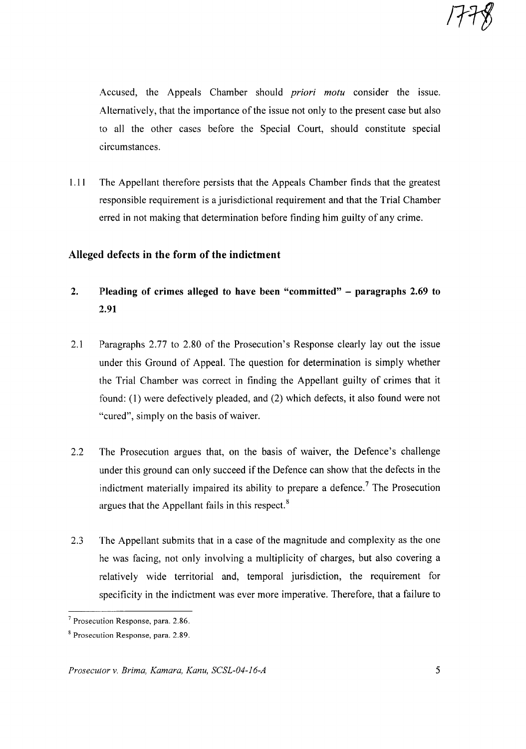Accused, the Appeals Chamber should *priori motu* consider the issue. Alternatively, that the importance of the issue not only to the present case but also to all the other cases before the Special Court, should constitute special circumstances.

1.11 The Appellant therefore persists that the Appeals Chamber finds that the greatest responsible requirement is a jurisdictional requirement and that the Trial Chamber erred in not making that determination before finding him guilty of any crime.

### Alleged defects in the form of the indictment

#### 2. Pleading of crimes alleged to have been "committed" – paragraphs 2.69 to 2.91

2.1 Paragraphs 2.77 to 2.80 of the Prosecution's Response clearly lay out the issue under this Ground of Appeal. The question for determination is simply whether the Trial Chamber was correct in finding the Appellant guilty of crimes that it found: (1) were defectively pleaded, and (2) which defects, it also found were not "cured", simply on the basis of waiver.

2.2 The Prosecution argues that, on the basis of waiver, the Defence's challenge under this ground can only succeed if the Defence can show that the defects in the indictment materially impaired its ability to prepare a defence.[7] The Prosecution argues that the Appellant fails in this respect.[8]

2.3 The Appellant submits that in a case of the magnitude and complexity as the one he was facing, not only involving a multiplicity of charges, but also covering a relatively wide territorial and, temporal jurisdiction, the requirement for specificity in the indictment was ever more imperative. Therefore, that a failure to

---

[7] Prosecution Response, para. 2.86.

[8] Prosecution Response, para. 2.89.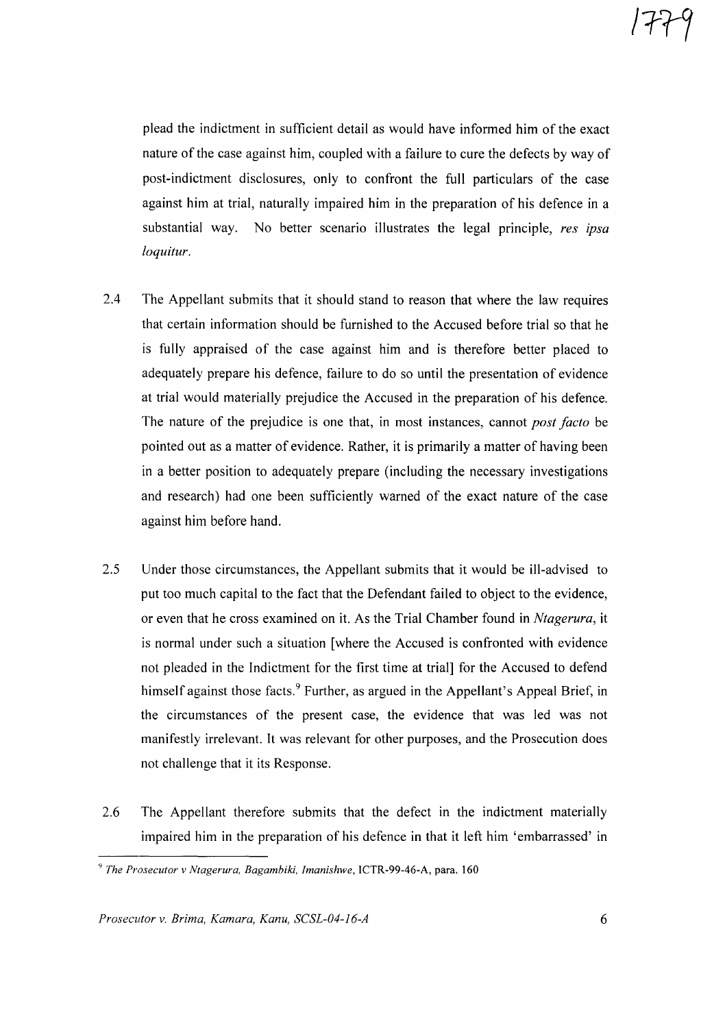plead the indictment in sufficient detail as would have informed him of the exact nature of the case against him, coupled with a failure to cure the defects by way of post-indictment disclosures, only to confront the full particulars of the case against him at trial, naturally impaired him in the preparation of his defence in a substantial way. No better scenario illustrates the legal principle, *res ipsa loquitur*.

2.4 The Appellant submits that it should stand to reason that where the law requires that certain information should be furnished to the Accused before trial so that he is fully appraised of the case against him and is therefore better placed to adequately prepare his defence, failure to do so until the presentation of evidence at trial would materially prejudice the Accused in the preparation of his defence. The nature of the prejudice is one that, in most instances, cannot *post facto* be pointed out as a matter of evidence. Rather, it is primarily a matter of having been in a better position to adequately prepare (including the necessary investigations and research) had one been sufficiently warned of the exact nature of the case against him before hand.

2.5 Under those circumstances, the Appellant submits that it would be ill-advised to put too much capital to the fact that the Defendant failed to object to the evidence, or even that he cross examined on it. As the Trial Chamber found in *Ntagerura*, it is normal under such a situation [where the Accused is confronted with evidence not pleaded in the Indictment for the first time at trial] for the Accused to defend himself against those facts.[9] Further, as argued in the Appellant's Appeal Brief, in the circumstances of the present case, the evidence that was led was not manifestly irrelevant. It was relevant for other purposes, and the Prosecution does not challenge that it its Response.

2.6 The Appellant therefore submits that the defect in the indictment materially impaired him in the preparation of his defence in that it left him 'embarrassed' in

---

[9] *The Prosecutor v Ntagerura, Bagambiki, Imanishwe*, ICTR-99-46-A, para. 160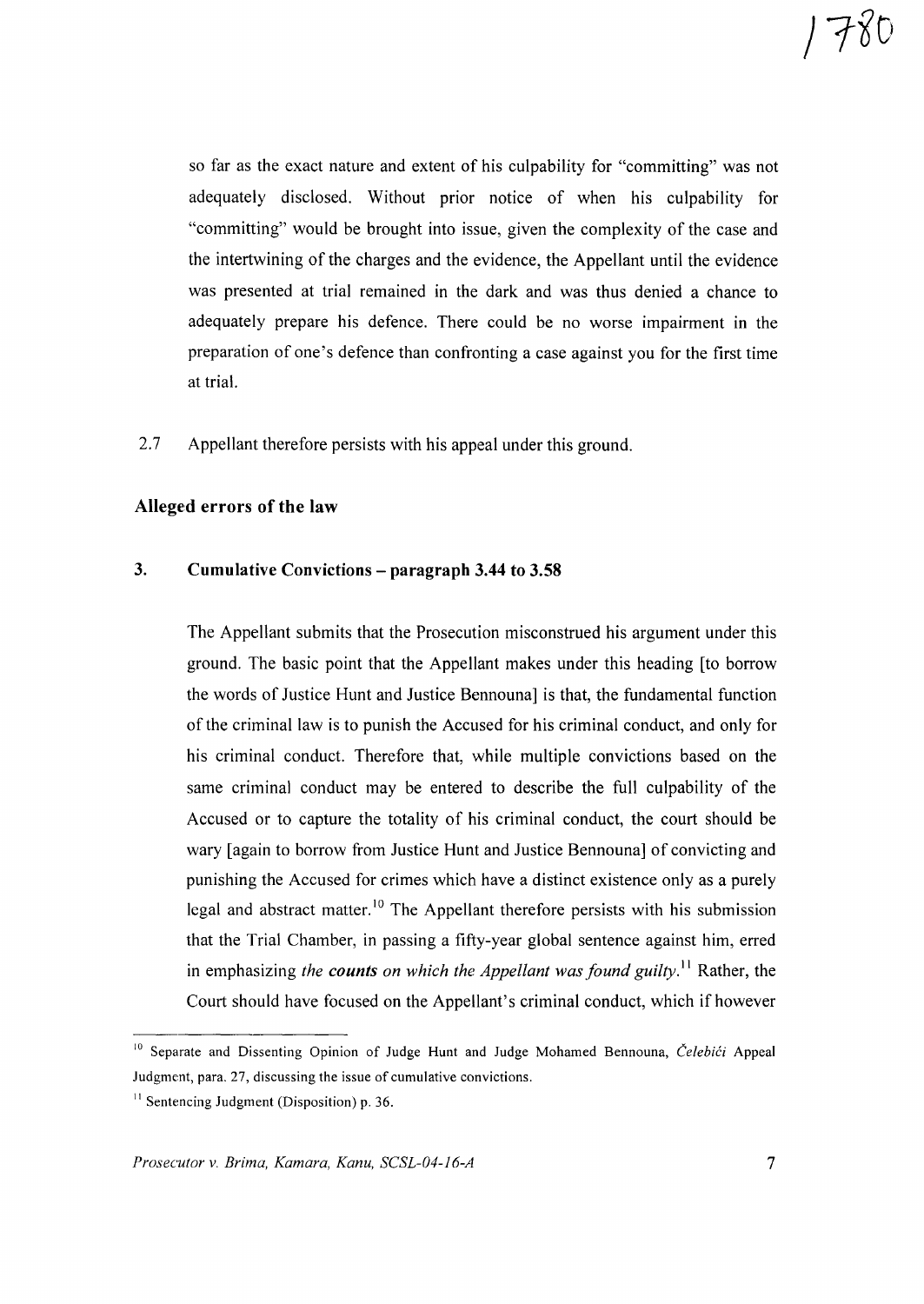so far as the exact nature and extent of his culpability for "committing" was not adequately disclosed. Without prior notice of when his culpability for "committing" would be brought into issue, given the complexity of the case and the intertwining of the charges and the evidence, the Appellant until the evidence was presented at trial remained in the dark and was thus denied a chance to adequately prepare his defence. There could be no worse impairment in the preparation of one's defence than confronting a case against you for the first time at trial.

2.7 Appellant therefore persists with his appeal under this ground.

## Alleged errors of the law

### 3. Cumulative Convictions – paragraph 3.44 to 3.58

The Appellant submits that the Prosecution misconstrued his argument under this ground. The basic point that the Appellant makes under this heading [to borrow the words of Justice Hunt and Justice Bennouna] is that, the fundamental function of the criminal law is to punish the Accused for his criminal conduct, and only for his criminal conduct. Therefore that, while multiple convictions based on the same criminal conduct may be entered to describe the full culpability of the Accused or to capture the totality of his criminal conduct, the court should be wary [again to borrow from Justice Hunt and Justice Bennouna] of convicting and punishing the Accused for crimes which have a distinct existence only as a purely legal and abstract matter.[10] The Appellant therefore persists with his submission that the Trial Chamber, in passing a fifty-year global sentence against him, erred in emphasizing *the **counts** on which the Appellant was found guilty*.[11] Rather, the Court should have focused on the Appellant's criminal conduct, which if however

---

[10] Separate and Dissenting Opinion of Judge Hunt and Judge Mohamed Bennouna, *Čelebići* Appeal Judgment, para. 27, discussing the issue of cumulative convictions.

[11] Sentencing Judgment (Disposition) p. 36.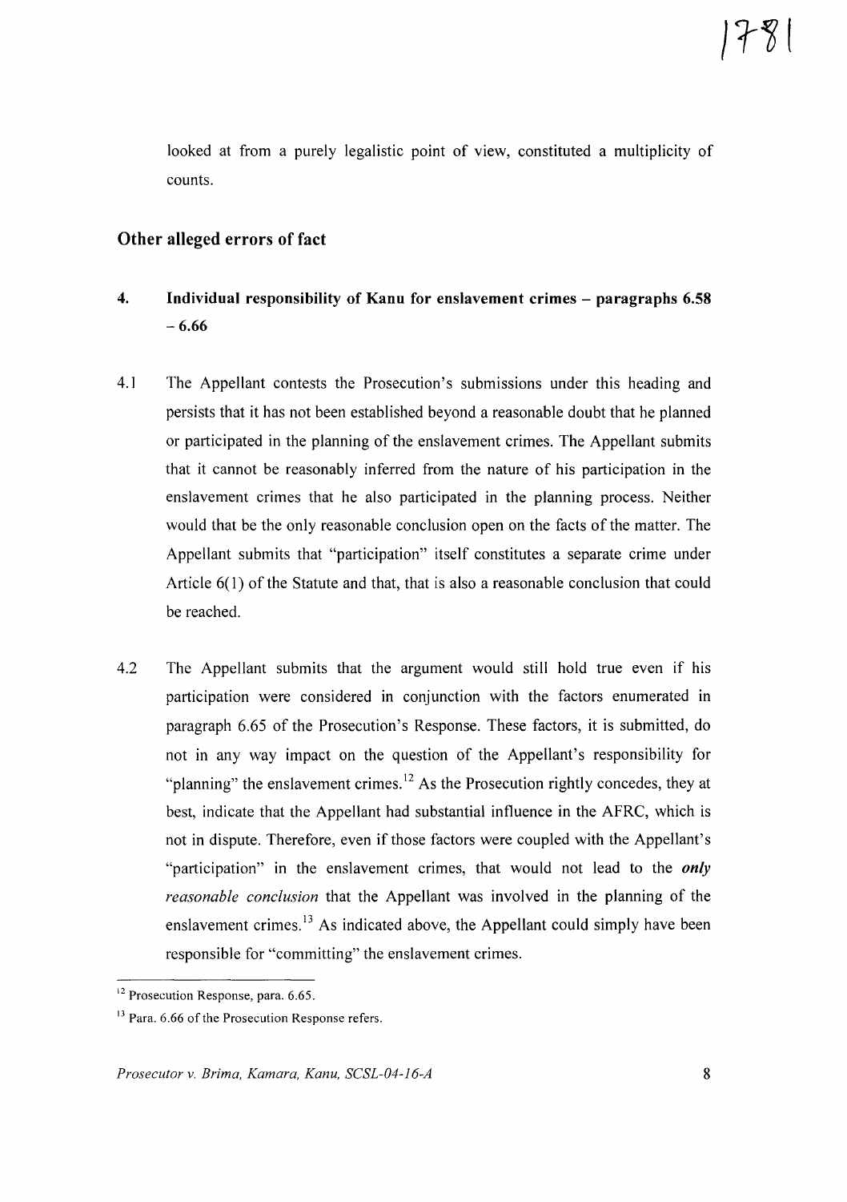looked at from a purely legalistic point of view, constituted a multiplicity of counts.

## Other alleged errors of fact

### 4. Individual responsibility of Kanu for enslavement crimes – paragraphs 6.58 – 6.66

4.1 The Appellant contests the Prosecution's submissions under this heading and persists that it has not been established beyond a reasonable doubt that he planned or participated in the planning of the enslavement crimes. The Appellant submits that it cannot be reasonably inferred from the nature of his participation in the enslavement crimes that he also participated in the planning process. Neither would that be the only reasonable conclusion open on the facts of the matter. The Appellant submits that "participation" itself constitutes a separate crime under Article 6(1) of the Statute and that, that is also a reasonable conclusion that could be reached.

4.2 The Appellant submits that the argument would still hold true even if his participation were considered in conjunction with the factors enumerated in paragraph 6.65 of the Prosecution's Response. These factors, it is submitted, do not in any way impact on the question of the Appellant's responsibility for "planning" the enslavement crimes.[12] As the Prosecution rightly concedes, they at best, indicate that the Appellant had substantial influence in the AFRC, which is not in dispute. Therefore, even if those factors were coupled with the Appellant's "participation" in the enslavement crimes, that would not lead to the ***only*** *reasonable conclusion* that the Appellant was involved in the planning of the enslavement crimes.[13] As indicated above, the Appellant could simply have been responsible for "committing" the enslavement crimes.

[12] Prosecution Response, para. 6.65.

[13] Para. 6.66 of the Prosecution Response refers.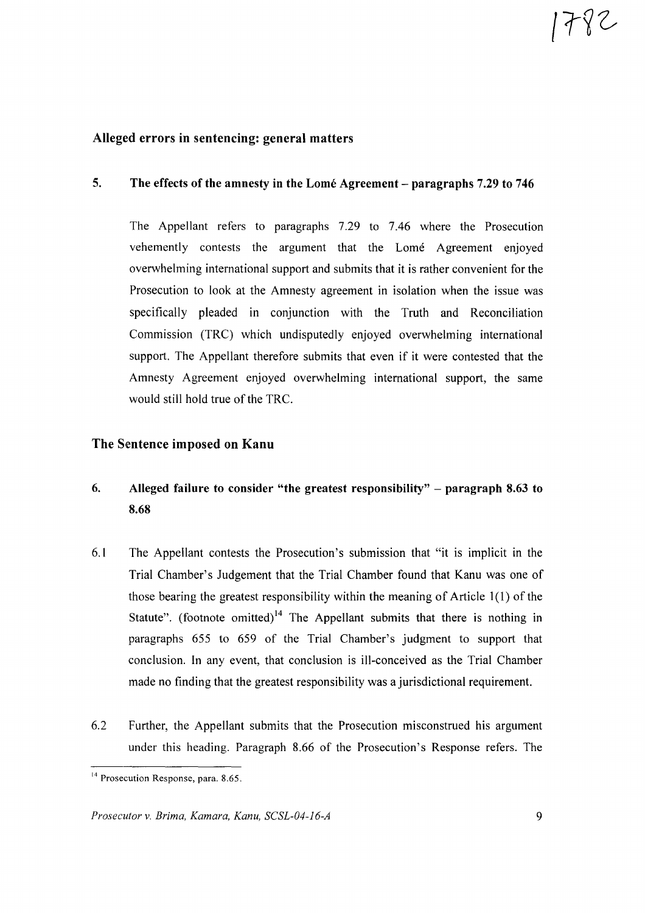## Alleged errors in sentencing: general matters

### 5. The effects of the amnesty in the Lomé Agreement – paragraphs 7.29 to 746

The Appellant refers to paragraphs 7.29 to 7.46 where the Prosecution vehemently contests the argument that the Lomé Agreement enjoyed overwhelming international support and submits that it is rather convenient for the Prosecution to look at the Amnesty agreement in isolation when the issue was specifically pleaded in conjunction with the Truth and Reconciliation Commission (TRC) which undisputedly enjoyed overwhelming international support. The Appellant therefore submits that even if it were contested that the Amnesty Agreement enjoyed overwhelming international support, the same would still hold true of the TRC.

## The Sentence imposed on Kanu

### 6. Alleged failure to consider "the greatest responsibility" – paragraph 8.63 to 8.68

6.1 The Appellant contests the Prosecution's submission that "it is implicit in the Trial Chamber's Judgement that the Trial Chamber found that Kanu was one of those bearing the greatest responsibility within the meaning of Article 1(1) of the Statute". (footnote omitted)[14] The Appellant submits that there is nothing in paragraphs 655 to 659 of the Trial Chamber's judgment to support that conclusion. In any event, that conclusion is ill-conceived as the Trial Chamber made no finding that the greatest responsibility was a jurisdictional requirement.

6.2 Further, the Appellant submits that the Prosecution misconstrued his argument under this heading. Paragraph 8.66 of the Prosecution's Response refers. The

[14] Prosecution Response, para. 8.65.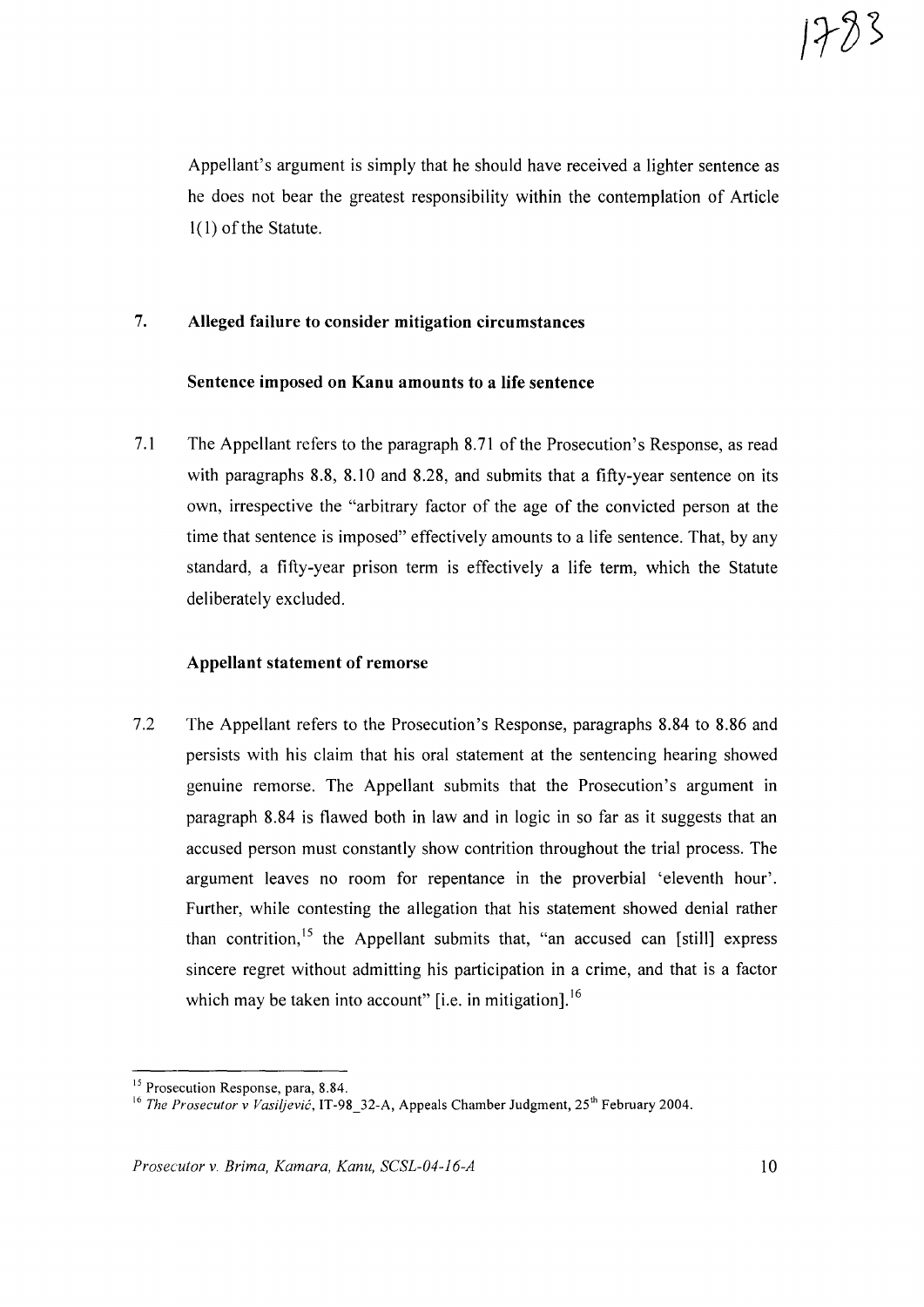Appellant's argument is simply that he should have received a lighter sentence as he does not bear the greatest responsibility within the contemplation of Article 1(1) of the Statute.

## 7. Alleged failure to consider mitigation circumstances

### Sentence imposed on Kanu amounts to a life sentence

7.1 The Appellant refers to the paragraph 8.71 of the Prosecution's Response, as read with paragraphs 8.8, 8.10 and 8.28, and submits that a fifty-year sentence on its own, irrespective the "arbitrary factor of the age of the convicted person at the time that sentence is imposed" effectively amounts to a life sentence. That, by any standard, a fifty-year prison term is effectively a life term, which the Statute deliberately excluded.

### Appellant statement of remorse

7.2 The Appellant refers to the Prosecution's Response, paragraphs 8.84 to 8.86 and persists with his claim that his oral statement at the sentencing hearing showed genuine remorse. The Appellant submits that the Prosecution's argument in paragraph 8.84 is flawed both in law and in logic in so far as it suggests that an accused person must constantly show contrition throughout the trial process. The argument leaves no room for repentance in the proverbial 'eleventh hour'. Further, while contesting the allegation that his statement showed denial rather than contrition,[15] the Appellant submits that, "an accused can [still] express sincere regret without admitting his participation in a crime, and that is a factor which may be taken into account" [i.e. in mitigation].[16]

---

[15] Prosecution Response, para, 8.84.

[16] *The Prosecutor v Vasiljević*, IT-98_32-A, Appeals Chamber Judgment, 25th February 2004.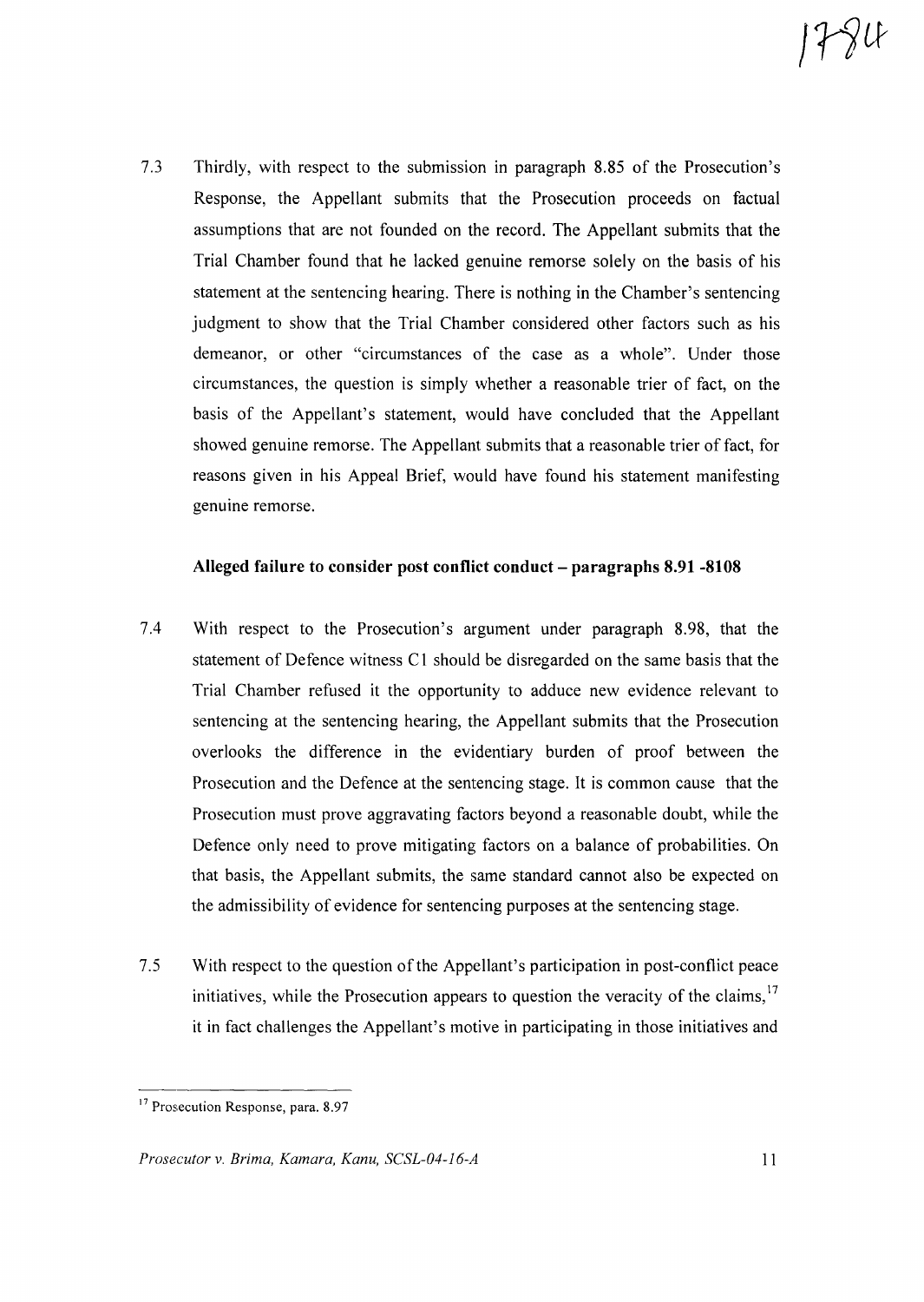7.3 Thirdly, with respect to the submission in paragraph 8.85 of the Prosecution's Response, the Appellant submits that the Prosecution proceeds on factual assumptions that are not founded on the record. The Appellant submits that the Trial Chamber found that he lacked genuine remorse solely on the basis of his statement at the sentencing hearing. There is nothing in the Chamber's sentencing judgment to show that the Trial Chamber considered other factors such as his demeanor, or other "circumstances of the case as a whole". Under those circumstances, the question is simply whether a reasonable trier of fact, on the basis of the Appellant's statement, would have concluded that the Appellant showed genuine remorse. The Appellant submits that a reasonable trier of fact, for reasons given in his Appeal Brief, would have found his statement manifesting genuine remorse.

**Alleged failure to consider post conflict conduct – paragraphs 8.91 -8108**

7.4 With respect to the Prosecution's argument under paragraph 8.98, that the statement of Defence witness C1 should be disregarded on the same basis that the Trial Chamber refused it the opportunity to adduce new evidence relevant to sentencing at the sentencing hearing, the Appellant submits that the Prosecution overlooks the difference in the evidentiary burden of proof between the Prosecution and the Defence at the sentencing stage. It is common cause that the Prosecution must prove aggravating factors beyond a reasonable doubt, while the Defence only need to prove mitigating factors on a balance of probabilities. On that basis, the Appellant submits, the same standard cannot also be expected on the admissibility of evidence for sentencing purposes at the sentencing stage.

7.5 With respect to the question of the Appellant's participation in post-conflict peace initiatives, while the Prosecution appears to question the veracity of the claims,[17] it in fact challenges the Appellant's motive in participating in those initiatives and

[17] Prosecution Response, para. 8.97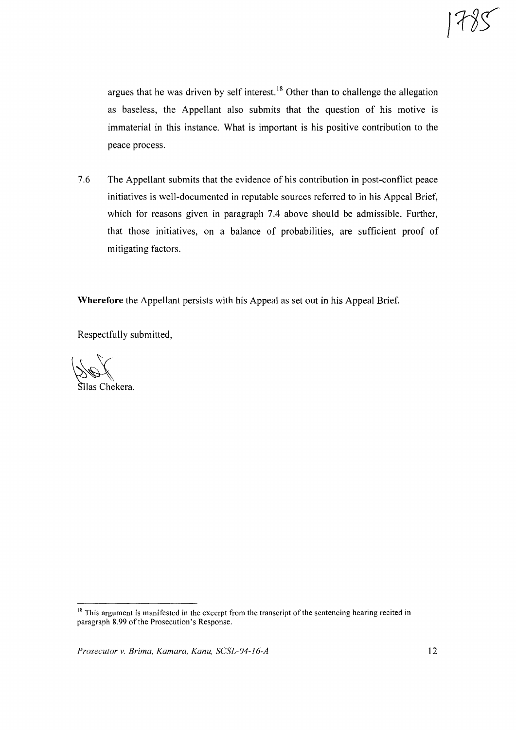argues that he was driven by self interest.[18] Other than to challenge the allegation as baseless, the Appellant also submits that the question of his motive is immaterial in this instance. What is important is his positive contribution to the peace process.

7.6 The Appellant submits that the evidence of his contribution in post-conflict peace initiatives is well-documented in reputable sources referred to in his Appeal Brief, which for reasons given in paragraph 7.4 above should be admissible. Further, that those initiatives, on a balance of probabilities, are sufficient proof of mitigating factors.

**Wherefore** the Appellant persists with his Appeal as set out in his Appeal Brief.

Respectfully submitted,

Silas Chekera.

---

[18] This argument is manifested in the excerpt from the transcript of the sentencing hearing recited in paragraph 8.99 of the Prosecution's Response.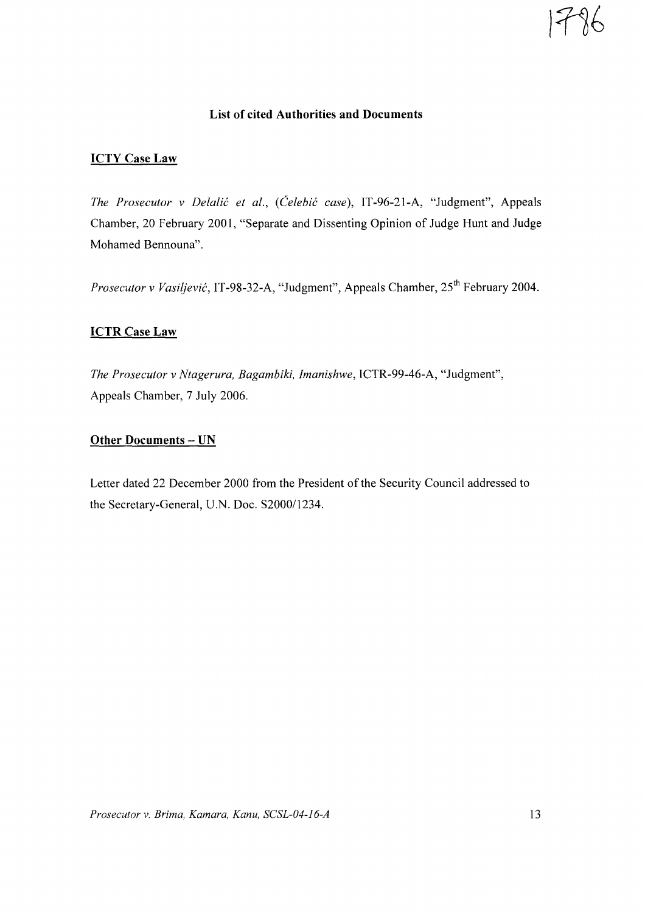### List of cited Authorities and Documents

**ICTY Case Law**

*The Prosecutor v Delalić et al.*, (*Čelebić case*), IT-96-21-A, "Judgment", Appeals Chamber, 20 February 2001, "Separate and Dissenting Opinion of Judge Hunt and Judge Mohamed Bennouna".

*Prosecutor v Vasiljević*, IT-98-32-A, "Judgment", Appeals Chamber, 25th February 2004.

**ICTR Case Law**

*The Prosecutor v Ntagerura, Bagambiki, Imanishwe*, ICTR-99-46-A, "Judgment", Appeals Chamber, 7 July 2006.

**Other Documents – UN**

Letter dated 22 December 2000 from the President of the Security Council addressed to the Secretary-General, U.N. Doc. S2000/1234.